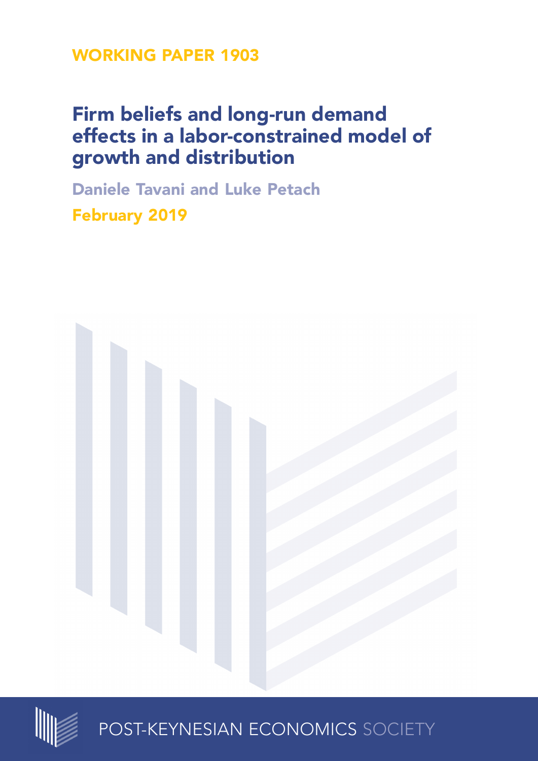WORKING PAPER 1903

# Firm beliefs and long-run demand effects in a labor-constrained model of growth and distribution

Daniele Tavani and Luke Petach

February 2019

POST-KEYNESIAN ECONOMICS SOCIETY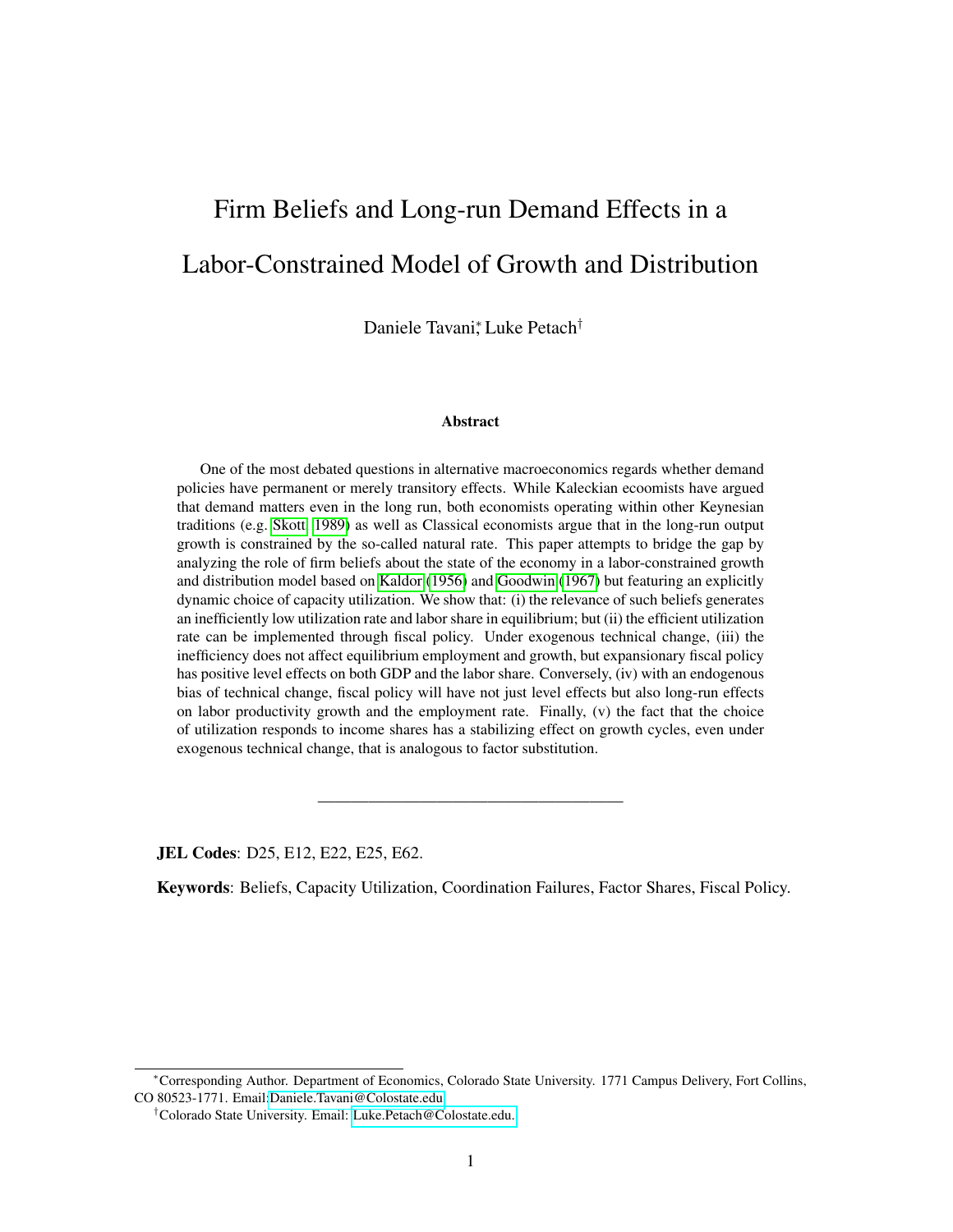# Firm Beliefs and Long-run Demand Effects in a Labor-Constrained Model of Growth and Distribution

Daniele Tavani[*], Luke Petach[†]

**Abstract**

One of the most debated questions in alternative macroeconomics regards whether demand policies have permanent or merely transitory effects. While Kaleckian ecoomists have argued that demand matters even in the long run, both economists operating within other Keynesian traditions (e.g. Skott, 1989) as well as Classical economists argue that in the long-run output growth is constrained by the so-called natural rate. This paper attempts to bridge the gap by analyzing the role of firm beliefs about the state of the economy in a labor-constrained growth and distribution model based on Kaldor (1956) and Goodwin (1967) but featuring an explicitly dynamic choice of capacity utilization. We show that: (i) the relevance of such beliefs generates an inefficiently low utilization rate and labor share in equilibrium; but (ii) the efficient utilization rate can be implemented through fiscal policy. Under exogenous technical change, (iii) the inefficiency does not affect equilibrium employment and growth, but expansionary fiscal policy has positive level effects on both GDP and the labor share. Conversely, (iv) with an endogenous bias of technical change, fiscal policy will have not just level effects but also long-run effects on labor productivity growth and the employment rate. Finally, (v) the fact that the choice of utilization responds to income shares has a stabilizing effect on growth cycles, even under exogenous technical change, that is analogous to factor substitution.

---

**JEL Codes**: D25, E12, E22, E25, E62.

**Keywords**: Beliefs, Capacity Utilization, Coordination Failures, Factor Shares, Fiscal Policy.

[*] Corresponding Author. Department of Economics, Colorado State University. 1771 Campus Delivery, Fort Collins, CO 80523-1771. Email: Daniele.Tavani@Colostate.edu

[†] Colorado State University. Email: Luke.Petach@Colostate.edu.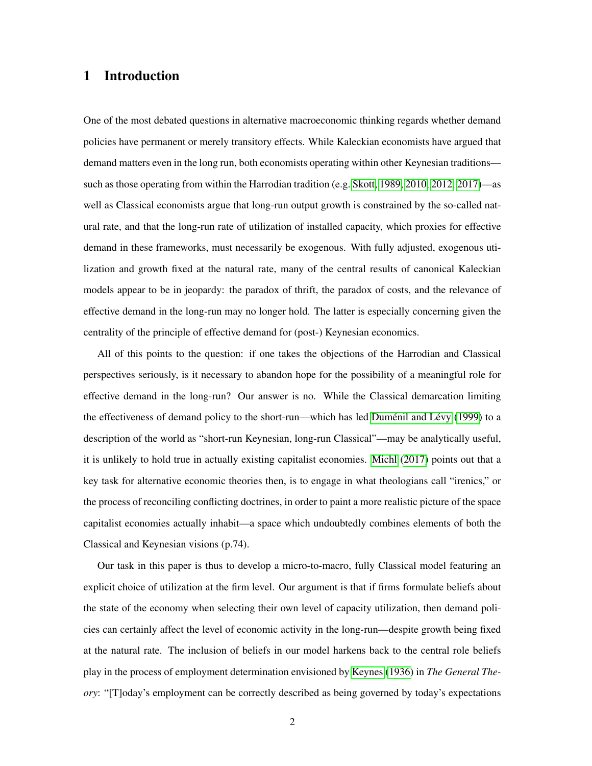# 1 Introduction

One of the most debated questions in alternative macroeconomic thinking regards whether demand policies have permanent or merely transitory effects. While Kaleckian economists have argued that demand matters even in the long run, both economists operating within other Keynesian traditions—such as those operating from within the Harrodian tradition (e.g. Skott, 1989, 2010, 2012, 2017)—as well as Classical economists argue that long-run output growth is constrained by the so-called natural rate, and that the long-run rate of utilization of installed capacity, which proxies for effective demand in these frameworks, must necessarily be exogenous. With fully adjusted, exogenous utilization and growth fixed at the natural rate, many of the central results of canonical Kaleckian models appear to be in jeopardy: the paradox of thrift, the paradox of costs, and the relevance of effective demand in the long-run may no longer hold. The latter is especially concerning given the centrality of the principle of effective demand for (post-) Keynesian economics.

All of this points to the question: if one takes the objections of the Harrodian and Classical perspectives seriously, is it necessary to abandon hope for the possibility of a meaningful role for effective demand in the long-run? Our answer is no. While the Classical demarcation limiting the effectiveness of demand policy to the short-run—which has led Duménil and Lévy (1999) to a description of the world as "short-run Keynesian, long-run Classical"—may be analytically useful, it is unlikely to hold true in actually existing capitalist economies. Michl (2017) points out that a key task for alternative economic theories then, is to engage in what theologians call "irenics," or the process of reconciling conflicting doctrines, in order to paint a more realistic picture of the space capitalist economies actually inhabit—a space which undoubtedly combines elements of both the Classical and Keynesian visions (p.74).

Our task in this paper is thus to develop a micro-to-macro, fully Classical model featuring an explicit choice of utilization at the firm level. Our argument is that if firms formulate beliefs about the state of the economy when selecting their own level of capacity utilization, then demand policies can certainly affect the level of economic activity in the long-run—despite growth being fixed at the natural rate. The inclusion of beliefs in our model harkens back to the central role beliefs play in the process of employment determination envisioned by Keynes (1936) in *The General Theory*: "[T]oday's employment can be correctly described as being governed by today's expectations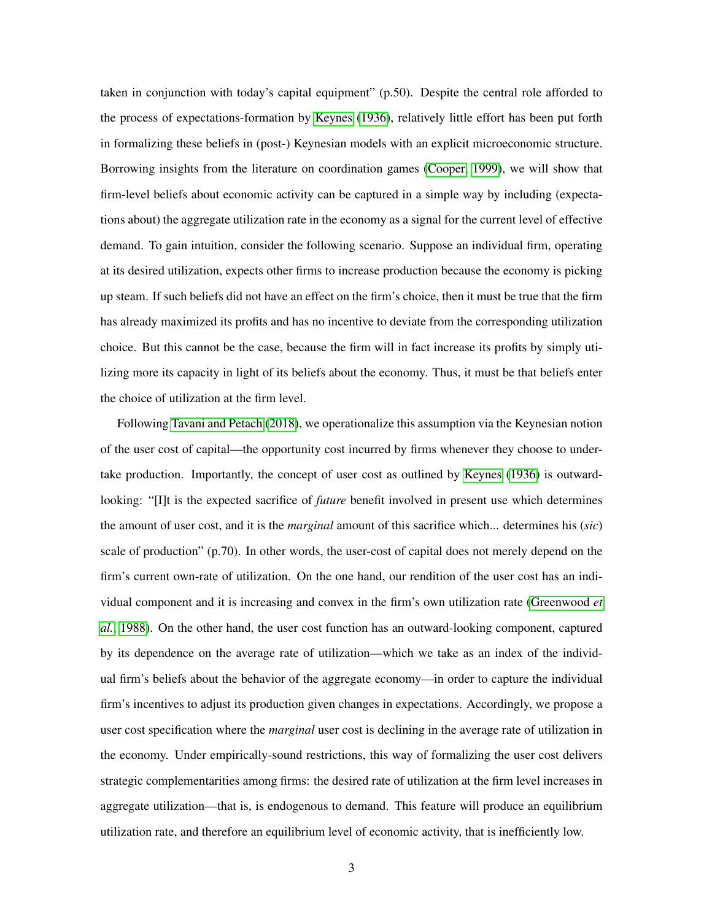taken in conjunction with today's capital equipment" (p.50). Despite the central role afforded to the process of expectations-formation by Keynes (1936), relatively little effort has been put forth in formalizing these beliefs in (post-) Keynesian models with an explicit microeconomic structure. Borrowing insights from the literature on coordination games (Cooper, 1999), we will show that firm-level beliefs about economic activity can be captured in a simple way by including (expectations about) the aggregate utilization rate in the economy as a signal for the current level of effective demand. To gain intuition, consider the following scenario. Suppose an individual firm, operating at its desired utilization, expects other firms to increase production because the economy is picking up steam. If such beliefs did not have an effect on the firm's choice, then it must be true that the firm has already maximized its profits and has no incentive to deviate from the corresponding utilization choice. But this cannot be the case, because the firm will in fact increase its profits by simply utilizing more its capacity in light of its beliefs about the economy. Thus, it must be that beliefs enter the choice of utilization at the firm level.

Following Tavani and Petach (2018), we operationalize this assumption via the Keynesian notion of the user cost of capital—the opportunity cost incurred by firms whenever they choose to undertake production. Importantly, the concept of user cost as outlined by Keynes (1936) is outward-looking: "[I]t is the expected sacrifice of *future* benefit involved in present use which determines the amount of user cost, and it is the *marginal* amount of this sacrifice which... determines his (*sic*) scale of production" (p.70). In other words, the user-cost of capital does not merely depend on the firm's current own-rate of utilization. On the one hand, our rendition of the user cost has an individual component and it is increasing and convex in the firm's own utilization rate (Greenwood *et al.*, 1988). On the other hand, the user cost function has an outward-looking component, captured by its dependence on the average rate of utilization—which we take as an index of the individual firm's beliefs about the behavior of the aggregate economy—in order to capture the individual firm's incentives to adjust its production given changes in expectations. Accordingly, we propose a user cost specification where the *marginal* user cost is declining in the average rate of utilization in the economy. Under empirically-sound restrictions, this way of formalizing the user cost delivers strategic complementarities among firms: the desired rate of utilization at the firm level increases in aggregate utilization—that is, is endogenous to demand. This feature will produce an equilibrium utilization rate, and therefore an equilibrium level of economic activity, that is inefficiently low.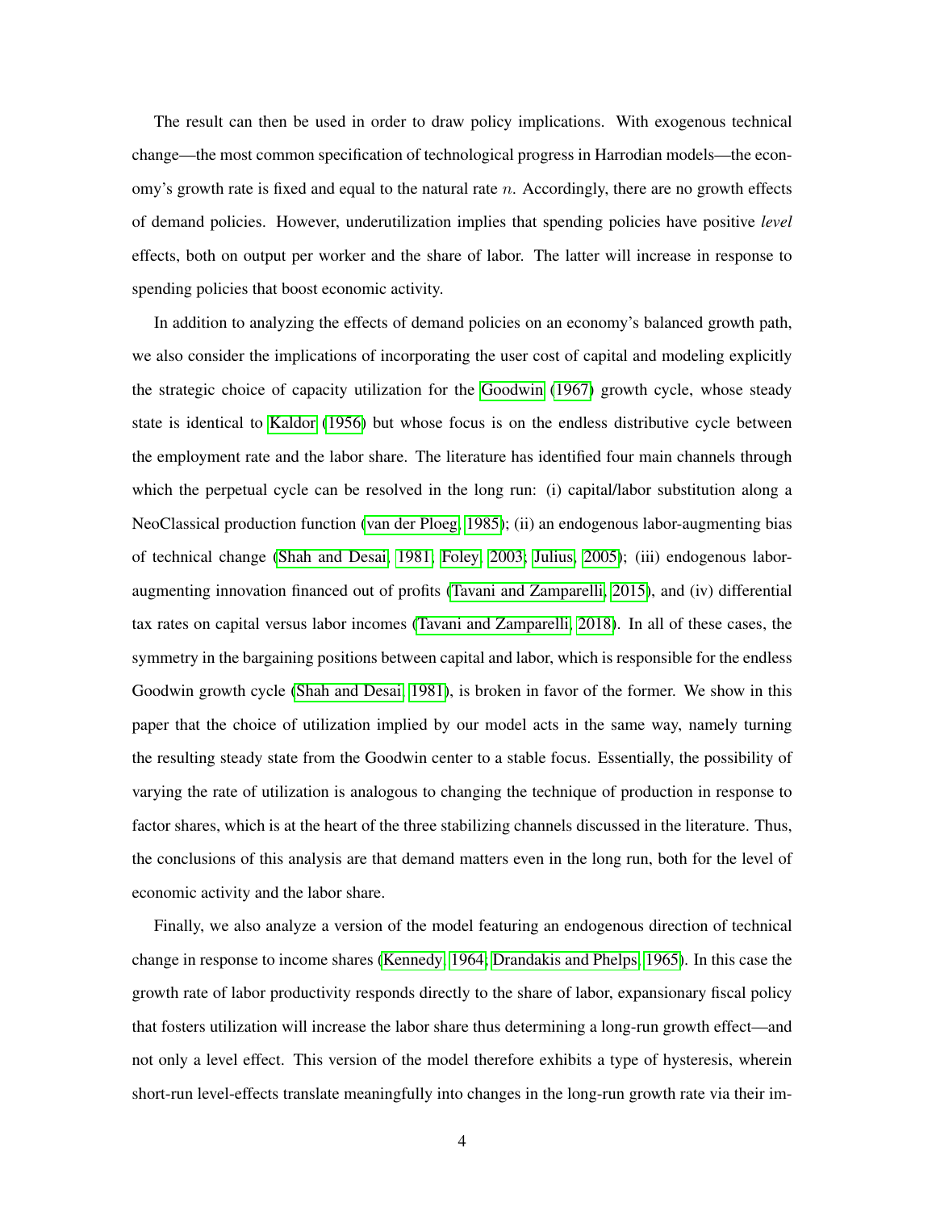The result can then be used in order to draw policy implications. With exogenous technical change—the most common specification of technological progress in Harrodian models—the economy's growth rate is fixed and equal to the natural rate $n$. Accordingly, there are no growth effects of demand policies. However, underutilization implies that spending policies have positive *level* effects, both on output per worker and the share of labor. The latter will increase in response to spending policies that boost economic activity.

In addition to analyzing the effects of demand policies on an economy's balanced growth path, we also consider the implications of incorporating the user cost of capital and modeling explicitly the strategic choice of capacity utilization for the Goodwin (1967) growth cycle, whose steady state is identical to Kaldor (1956) but whose focus is on the endless distributive cycle between the employment rate and the labor share. The literature has identified four main channels through which the perpetual cycle can be resolved in the long run: (i) capital/labor substitution along a NeoClassical production function (van der Ploeg, 1985); (ii) an endogenous labor-augmenting bias of technical change (Shah and Desai, 1981; Foley, 2003; Julius, 2005); (iii) endogenous labor-augmenting innovation financed out of profits (Tavani and Zamparelli, 2015), and (iv) differential tax rates on capital versus labor incomes (Tavani and Zamparelli, 2018). In all of these cases, the symmetry in the bargaining positions between capital and labor, which is responsible for the endless Goodwin growth cycle (Shah and Desai, 1981), is broken in favor of the former. We show in this paper that the choice of utilization implied by our model acts in the same way, namely turning the resulting steady state from the Goodwin center to a stable focus. Essentially, the possibility of varying the rate of utilization is analogous to changing the technique of production in response to factor shares, which is at the heart of the three stabilizing channels discussed in the literature. Thus, the conclusions of this analysis are that demand matters even in the long run, both for the level of economic activity and the labor share.

Finally, we also analyze a version of the model featuring an endogenous direction of technical change in response to income shares (Kennedy, 1964; Drandakis and Phelps, 1965). In this case the growth rate of labor productivity responds directly to the share of labor, expansionary fiscal policy that fosters utilization will increase the labor share thus determining a long-run growth effect—and not only a level effect. This version of the model therefore exhibits a type of hysteresis, wherein short-run level-effects translate meaningfully into changes in the long-run growth rate via their im-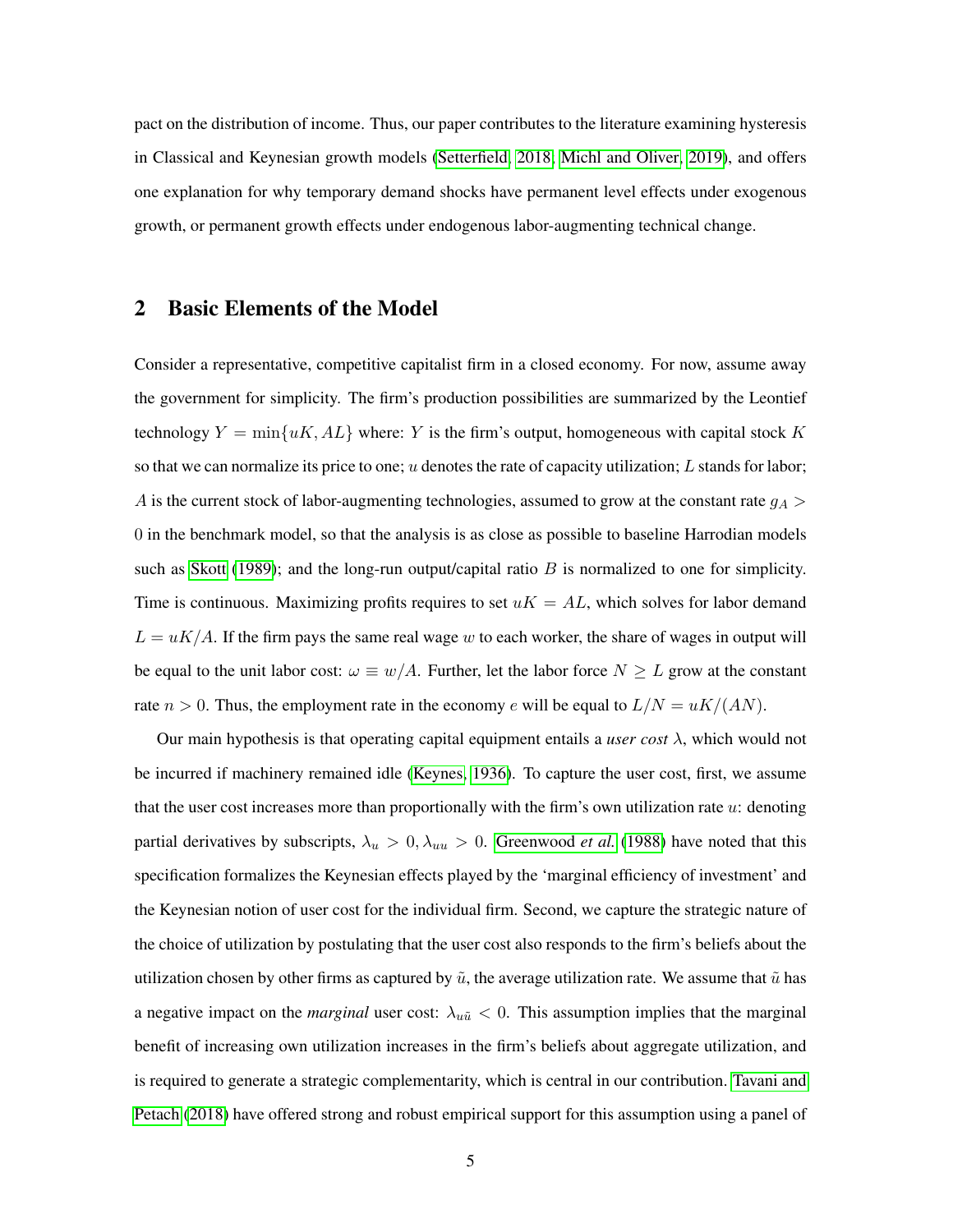pact on the distribution of income. Thus, our paper contributes to the literature examining hysteresis in Classical and Keynesian growth models (Setterfield, 2018; Michl and Oliver, 2019), and offers one explanation for why temporary demand shocks have permanent level effects under exogenous growth, or permanent growth effects under endogenous labor-augmenting technical change.

## 2 Basic Elements of the Model

Consider a representative, competitive capitalist firm in a closed economy. For now, assume away the government for simplicity. The firm's production possibilities are summarized by the Leontief technology $Y = \min\{uK, AL\}$ where: $Y$ is the firm's output, homogeneous with capital stock $K$ so that we can normalize its price to one; $u$ denotes the rate of capacity utilization; $L$ stands for labor; $A$ is the current stock of labor-augmenting technologies, assumed to grow at the constant rate $g_A > 0$ in the benchmark model, so that the analysis is as close as possible to baseline Harrodian models such as Skott (1989); and the long-run output/capital ratio $B$ is normalized to one for simplicity. Time is continuous. Maximizing profits requires to set $uK = AL$, which solves for labor demand $L = uK/A$. If the firm pays the same real wage $w$ to each worker, the share of wages in output will be equal to the unit labor cost: $\omega \equiv w/A$. Further, let the labor force $N \geq L$ grow at the constant rate $n > 0$. Thus, the employment rate in the economy $e$ will be equal to $L/N = uK/(AN)$.

Our main hypothesis is that operating capital equipment entails a *user cost* $\lambda$, which would not be incurred if machinery remained idle (Keynes, 1936). To capture the user cost, first, we assume that the user cost increases more than proportionally with the firm's own utilization rate $u$: denoting partial derivatives by subscripts, $\lambda_u > 0, \lambda_{uu} > 0$. Greenwood *et al.* (1988) have noted that this specification formalizes the Keynesian effects played by the 'marginal efficiency of investment' and the Keynesian notion of user cost for the individual firm. Second, we capture the strategic nature of the choice of utilization by postulating that the user cost also responds to the firm's beliefs about the utilization chosen by other firms as captured by $\tilde{u}$, the average utilization rate. We assume that $\tilde{u}$ has a negative impact on the *marginal* user cost: $\lambda_{u\tilde{u}} < 0$. This assumption implies that the marginal benefit of increasing own utilization increases in the firm's beliefs about aggregate utilization, and is required to generate a strategic complementarity, which is central in our contribution. Tavani and Petach (2018) have offered strong and robust empirical support for this assumption using a panel of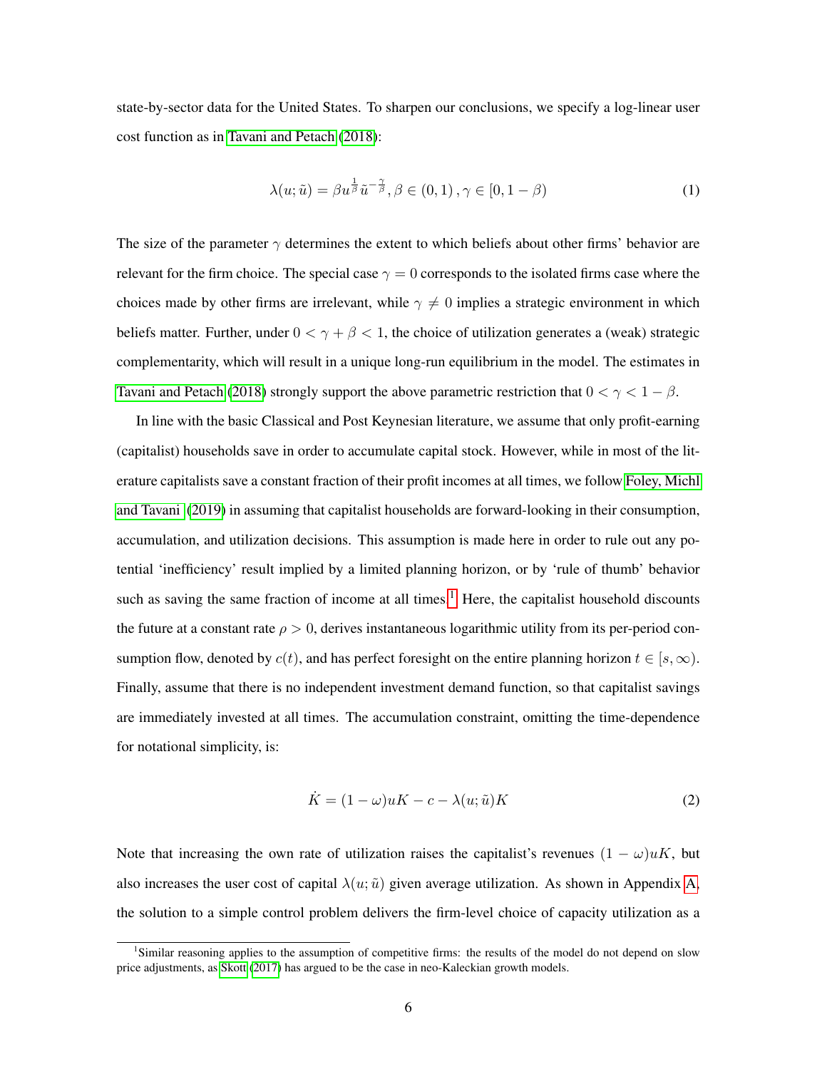state-by-sector data for the United States. To sharpen our conclusions, we specify a log-linear user cost function as in Tavani and Petach (2018):

$$\lambda(u; \tilde{u}) = \beta u^{\frac{1}{\beta}} \tilde{u}^{-\frac{\gamma}{\beta}}, \beta \in (0, 1), \gamma \in [0, 1 - \beta) \tag{1}$$

The size of the parameter $\gamma$ determines the extent to which beliefs about other firms' behavior are relevant for the firm choice. The special case $\gamma = 0$ corresponds to the isolated firms case where the choices made by other firms are irrelevant, while $\gamma \neq 0$ implies a strategic environment in which beliefs matter. Further, under $0 < \gamma + \beta < 1$, the choice of utilization generates a (weak) strategic complementarity, which will result in a unique long-run equilibrium in the model. The estimates in Tavani and Petach (2018) strongly support the above parametric restriction that $0 < \gamma < 1 - \beta$.

In line with the basic Classical and Post Keynesian literature, we assume that only profit-earning (capitalist) households save in order to accumulate capital stock. However, while in most of the literature capitalists save a constant fraction of their profit incomes at all times, we follow Foley, Michl and Tavani (2019) in assuming that capitalist households are forward-looking in their consumption, accumulation, and utilization decisions. This assumption is made here in order to rule out any potential 'inefficiency' result implied by a limited planning horizon, or by 'rule of thumb' behavior such as saving the same fraction of income at all times.[1] Here, the capitalist household discounts the future at a constant rate $\rho > 0$, derives instantaneous logarithmic utility from its per-period consumption flow, denoted by $c(t)$, and has perfect foresight on the entire planning horizon $t \in [s, \infty)$. Finally, assume that there is no independent investment demand function, so that capitalist savings are immediately invested at all times. The accumulation constraint, omitting the time-dependence for notational simplicity, is:

$$\dot{K} = (1 - \omega)uK - c - \lambda(u; \tilde{u})K \tag{2}$$

Note that increasing the own rate of utilization raises the capitalist's revenues $(1 - \omega)uK$, but also increases the user cost of capital $\lambda(u; \tilde{u})$ given average utilization. As shown in Appendix A, the solution to a simple control problem delivers the firm-level choice of capacity utilization as a

[1] Similar reasoning applies to the assumption of competitive firms: the results of the model do not depend on slow price adjustments, as Skott (2017) has argued to be the case in neo-Kaleckian growth models.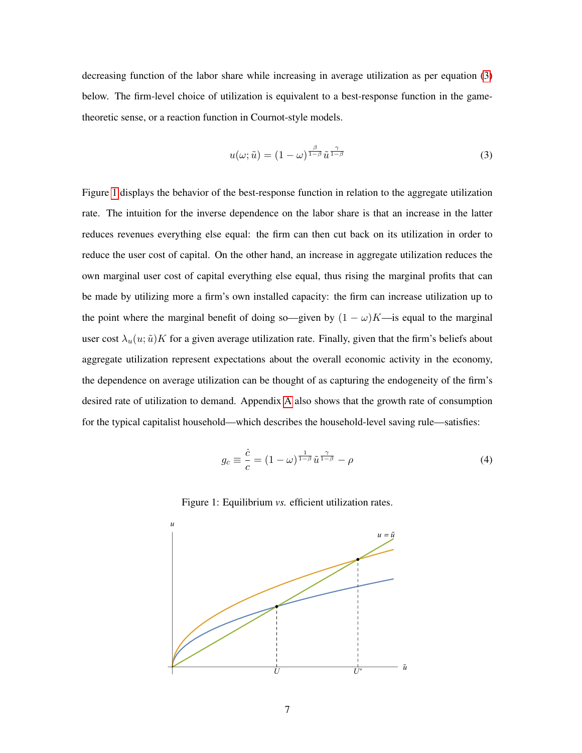decreasing function of the labor share while increasing in average utilization as per equation (3) below. The firm-level choice of utilization is equivalent to a best-response function in the game-theoretic sense, or a reaction function in Cournot-style models.

$$u(\omega; \tilde{u}) = (1-\omega)^{\frac{\beta}{1-\beta}} \tilde{u}^{\frac{\gamma}{1-\beta}} \tag{3}$$

Figure 1 displays the behavior of the best-response function in relation to the aggregate utilization rate. The intuition for the inverse dependence on the labor share is that an increase in the latter reduces revenues everything else equal: the firm can then cut back on its utilization in order to reduce the user cost of capital. On the other hand, an increase in aggregate utilization reduces the own marginal user cost of capital everything else equal, thus rising the marginal profits that can be made by utilizing more a firm's own installed capacity: the firm can increase utilization up to the point where the marginal benefit of doing so—given by $(1-\omega)K$—is equal to the marginal user cost $\lambda_u(u; \tilde{u})K$ for a given average utilization rate. Finally, given that the firm's beliefs about aggregate utilization represent expectations about the overall economic activity in the economy, the dependence on average utilization can be thought of as capturing the endogeneity of the firm's desired rate of utilization to demand. Appendix A also shows that the growth rate of consumption for the typical capitalist household—which describes the household-level saving rule—satisfies:

$$g_c \equiv \frac{\dot{c}}{c} = (1-\omega)^{\frac{1}{1-\beta}} \tilde{u}^{\frac{\gamma}{1-\beta}} - \rho \tag{4}$$

Figure 1: Equilibrium *vs.* efficient utilization rates.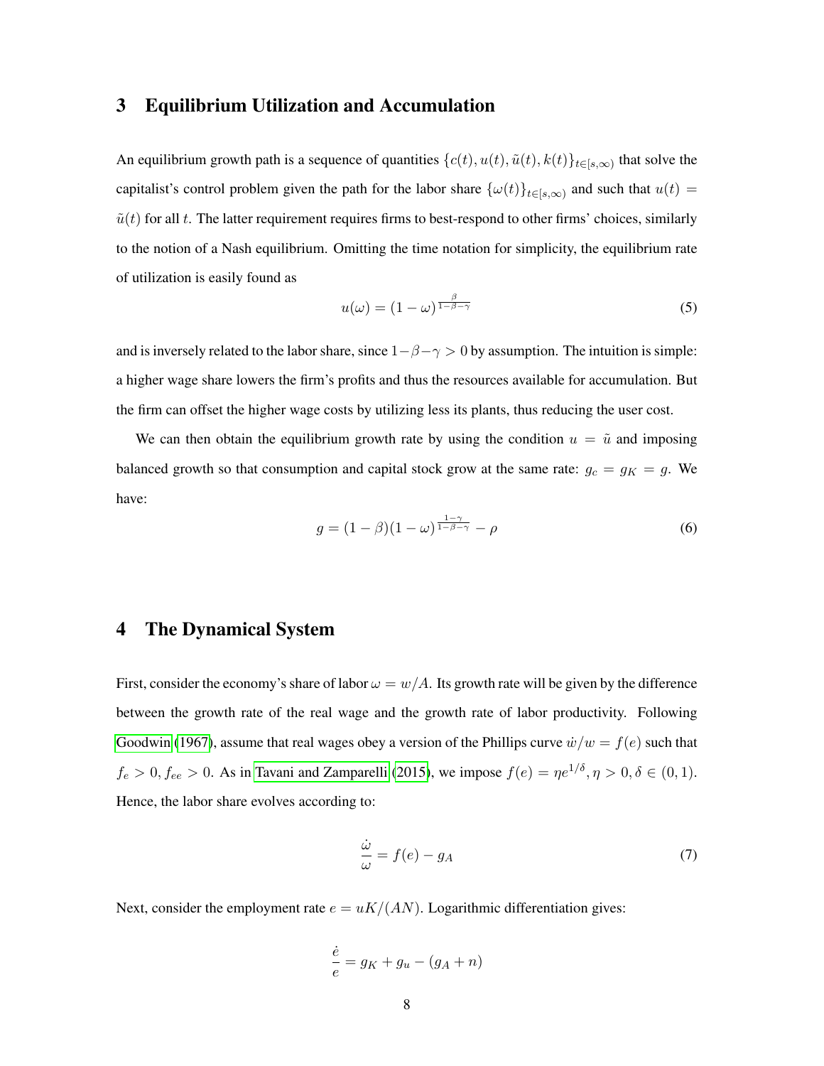## 3 Equilibrium Utilization and Accumulation

An equilibrium growth path is a sequence of quantities $\{c(t), u(t), \tilde{u}(t), k(t)\}_{t\in[s,\infty)}$ that solve the capitalist's control problem given the path for the labor share $\{\omega(t)\}_{t\in[s,\infty)}$ and such that $u(t) = \tilde{u}(t)$ for all $t$. The latter requirement requires firms to best-respond to other firms' choices, similarly to the notion of a Nash equilibrium. Omitting the time notation for simplicity, the equilibrium rate of utilization is easily found as

$$u(\omega) = (1-\omega)^{\frac{\beta}{1-\beta-\gamma}} \tag{5}$$

and is inversely related to the labor share, since $1-\beta-\gamma > 0$ by assumption. The intuition is simple: a higher wage share lowers the firm's profits and thus the resources available for accumulation. But the firm can offset the higher wage costs by utilizing less its plants, thus reducing the user cost.

We can then obtain the equilibrium growth rate by using the condition $u = \tilde{u}$ and imposing balanced growth so that consumption and capital stock grow at the same rate: $g_c = g_K = g$. We have:

$$g = (1-\beta)(1-\omega)^{\frac{1-\gamma}{1-\beta-\gamma}} - \rho \tag{6}$$

## 4 The Dynamical System

First, consider the economy's share of labor $\omega = w/A$. Its growth rate will be given by the difference between the growth rate of the real wage and the growth rate of labor productivity. Following Goodwin (1967), assume that real wages obey a version of the Phillips curve $\dot{w}/w = f(e)$ such that $f_e > 0, f_{ee} > 0$. As in Tavani and Zamparelli (2015), we impose $f(e) = \eta e^{1/\delta}, \eta > 0, \delta \in (0,1)$. Hence, the labor share evolves according to:

$$\frac{\dot{\omega}}{\omega} = f(e) - g_A \tag{7}$$

Next, consider the employment rate $e = uK/(AN)$. Logarithmic differentiation gives:

$$\frac{\dot{e}}{e} = g_K + g_u - (g_A + n)$$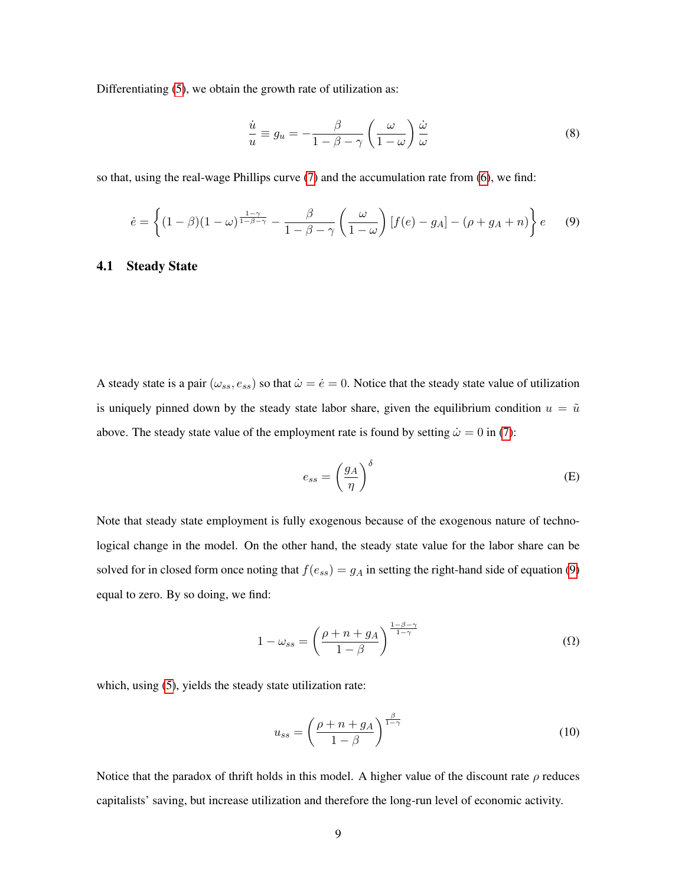Differentiating (5), we obtain the growth rate of utilization as:

$$\frac{\dot{u}}{u} \equiv g_u = -\frac{\beta}{1-\beta-\gamma}\left(\frac{\omega}{1-\omega}\right)\frac{\dot{\omega}}{\omega} \tag{8}$$

so that, using the real-wage Phillips curve (7) and the accumulation rate from (6), we find:

$$\dot{e} = \left\{(1-\beta)(1-\omega)^{\frac{1-\gamma}{1-\beta-\gamma}} - \frac{\beta}{1-\beta-\gamma}\left(\frac{\omega}{1-\omega}\right)[f(e)-g_A] - (\rho+g_A+n)\right\} e \tag{9}$$

### 4.1 Steady State

A steady state is a pair $(\omega_{ss}, e_{ss})$ so that $\dot{\omega} = \dot{e} = 0$. Notice that the steady state value of utilization is uniquely pinned down by the steady state labor share, given the equilibrium condition $u = \tilde{u}$ above. The steady state value of the employment rate is found by setting $\dot{\omega} = 0$ in (7):

$$e_{ss} = \left(\frac{g_A}{\eta}\right)^{\delta} \tag{E}$$

Note that steady state employment is fully exogenous because of the exogenous nature of technological change in the model. On the other hand, the steady state value for the labor share can be solved for in closed form once noting that $f(e_{ss}) = g_A$ in setting the right-hand side of equation (9) equal to zero. By so doing, we find:

$$1-\omega_{ss} = \left(\frac{\rho+n+g_A}{1-\beta}\right)^{\frac{1-\beta-\gamma}{1-\gamma}} \tag{$\Omega$}$$

which, using (5), yields the steady state utilization rate:

$$u_{ss} = \left(\frac{\rho+n+g_A}{1-\beta}\right)^{\frac{\beta}{1-\gamma}} \tag{10}$$

Notice that the paradox of thrift holds in this model. A higher value of the discount rate $\rho$ reduces capitalists' saving, but increase utilization and therefore the long-run level of economic activity.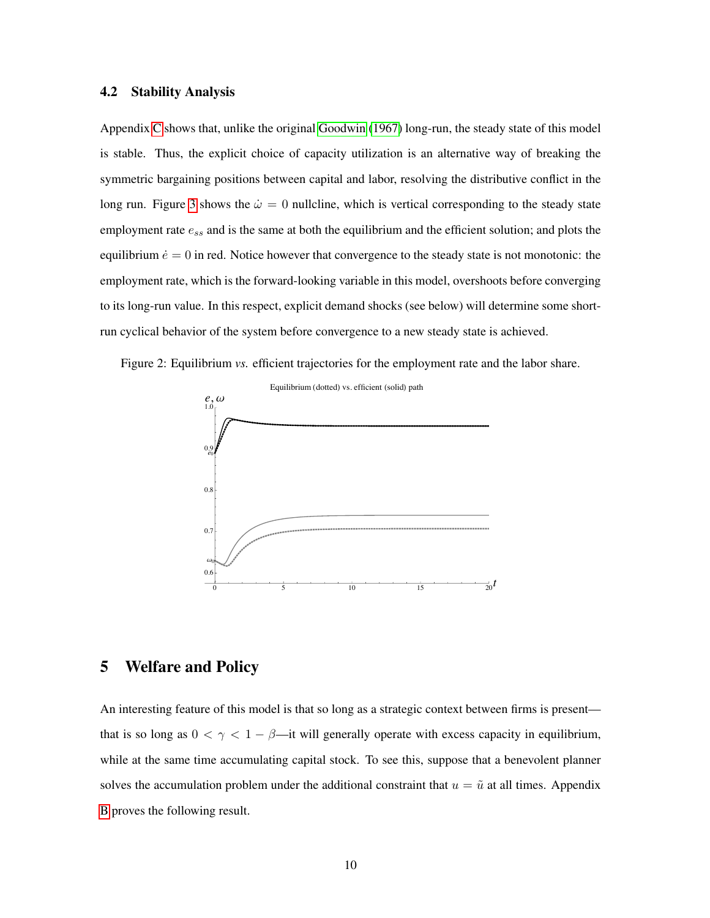### 4.2 Stability Analysis

Appendix C shows that, unlike the original Goodwin (1967) long-run, the steady state of this model is stable. Thus, the explicit choice of capacity utilization is an alternative way of breaking the symmetric bargaining positions between capital and labor, resolving the distributive conflict in the long run. Figure 3 shows the $\dot{\omega} = 0$ nullcline, which is vertical corresponding to the steady state employment rate $e_{ss}$ and is the same at both the equilibrium and the efficient solution; and plots the equilibrium $\dot{e} = 0$ in red. Notice however that convergence to the steady state is not monotonic: the employment rate, which is the forward-looking variable in this model, overshoots before converging to its long-run value. In this respect, explicit demand shocks (see below) will determine some short-run cyclical behavior of the system before convergence to a new steady state is achieved.

Figure 2: Equilibrium *vs.* efficient trajectories for the employment rate and the labor share.

## 5 Welfare and Policy

An interesting feature of this model is that so long as a strategic context between firms is present—that is so long as $0 < \gamma < 1 - \beta$—it will generally operate with excess capacity in equilibrium, while at the same time accumulating capital stock. To see this, suppose that a benevolent planner solves the accumulation problem under the additional constraint that $u = \tilde{u}$ at all times. Appendix B proves the following result.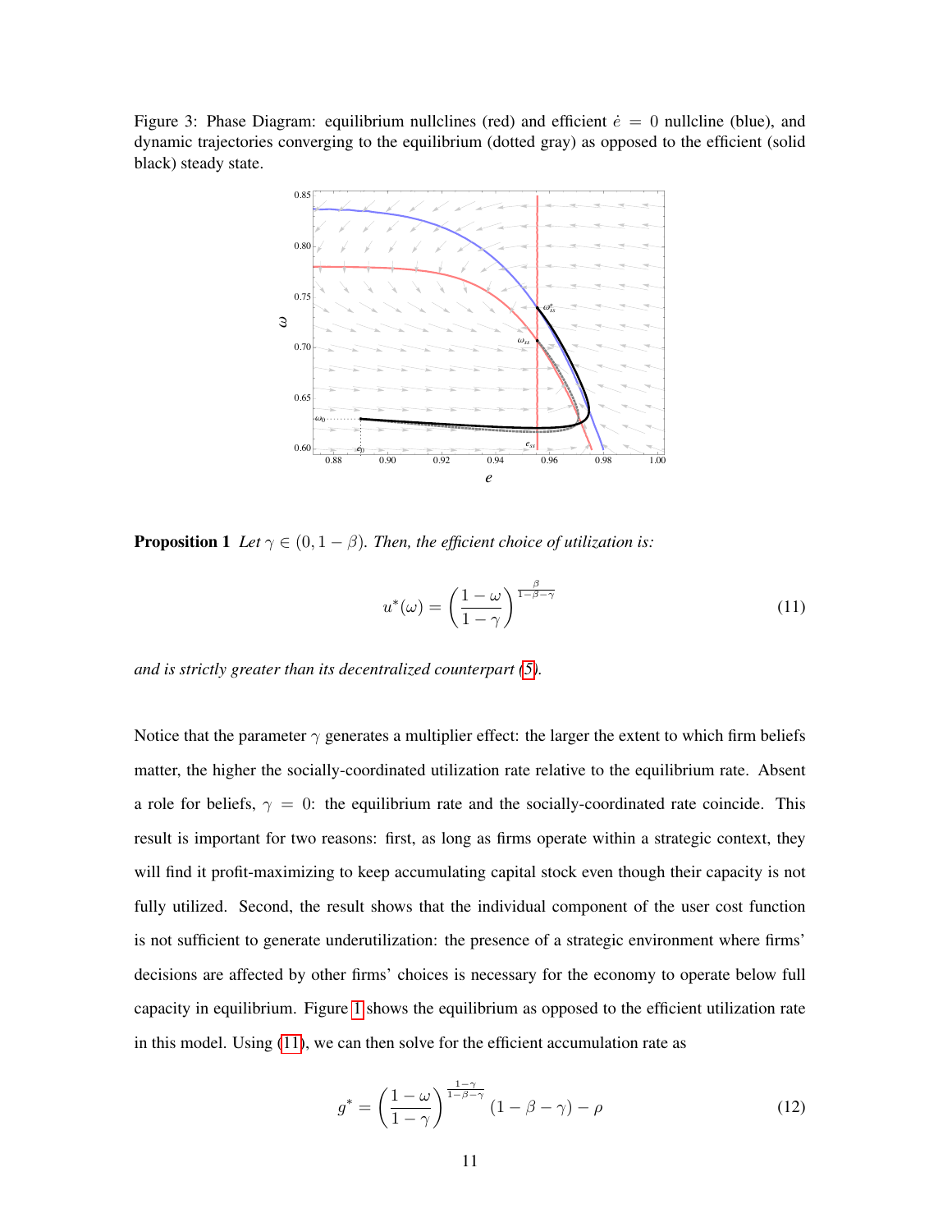Figure 3: Phase Diagram: equilibrium nullclines (red) and efficient $\dot{e} = 0$ nullcline (blue), and dynamic trajectories converging to the equilibrium (dotted gray) as opposed to the efficient (solid black) steady state.

**Proposition 1** *Let $\gamma \in (0, 1-\beta)$. Then, the efficient choice of utilization is:*

$$u^*(\omega) = \left(\frac{1-\omega}{1-\gamma}\right)^{\frac{\beta}{1-\beta-\gamma}} \tag{11}$$

*and is strictly greater than its decentralized counterpart (5).*

Notice that the parameter $\gamma$ generates a multiplier effect: the larger the extent to which firm beliefs matter, the higher the socially-coordinated utilization rate relative to the equilibrium rate. Absent a role for beliefs, $\gamma = 0$: the equilibrium rate and the socially-coordinated rate coincide. This result is important for two reasons: first, as long as firms operate within a strategic context, they will find it profit-maximizing to keep accumulating capital stock even though their capacity is not fully utilized. Second, the result shows that the individual component of the user cost function is not sufficient to generate underutilization: the presence of a strategic environment where firms' decisions are affected by other firms' choices is necessary for the economy to operate below full capacity in equilibrium. Figure 1 shows the equilibrium as opposed to the efficient utilization rate in this model. Using (11), we can then solve for the efficient accumulation rate as

$$g^* = \left(\frac{1-\omega}{1-\gamma}\right)^{\frac{1-\gamma}{1-\beta-\gamma}} (1-\beta-\gamma) - \rho \tag{12}$$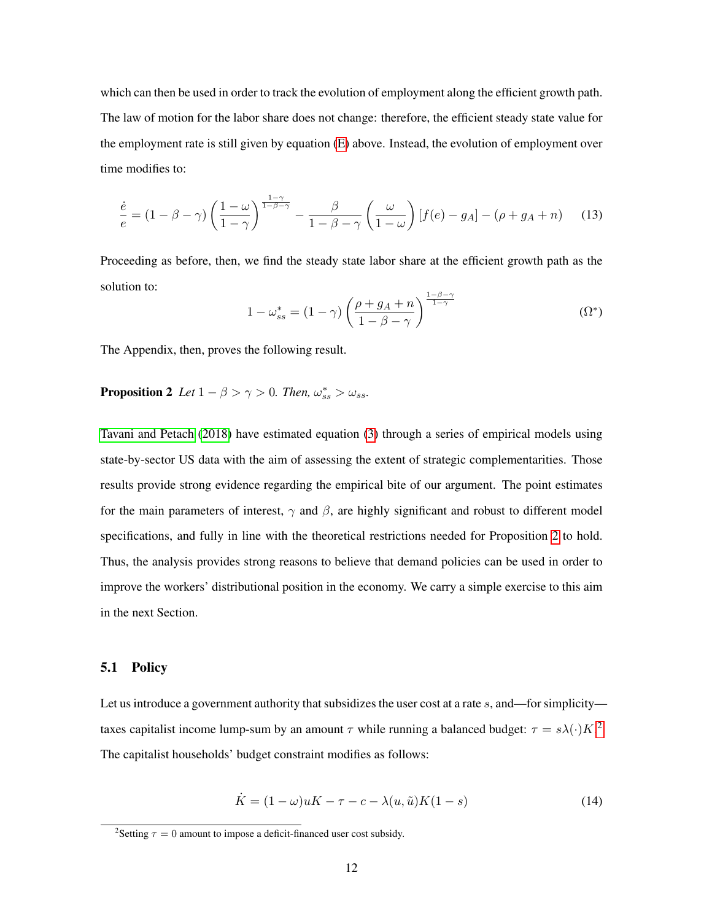which can then be used in order to track the evolution of employment along the efficient growth path. The law of motion for the labor share does not change: therefore, the efficient steady state value for the employment rate is still given by equation (E) above. Instead, the evolution of employment over time modifies to:

$$\frac{\dot{e}}{e} = (1-\beta-\gamma)\left(\frac{1-\omega}{1-\gamma}\right)^{\frac{1-\gamma}{1-\beta-\gamma}} - \frac{\beta}{1-\beta-\gamma}\left(\frac{\omega}{1-\omega}\right)[f(e)-g_A] - (\rho+g_A+n) \tag{13}$$

Proceeding as before, then, we find the steady state labor share at the efficient growth path as the solution to:

$$1-\omega^*_{ss} = (1-\gamma)\left(\frac{\rho+g_A+n}{1-\beta-\gamma}\right)^{\frac{1-\beta-\gamma}{1-\gamma}} \tag{$\Omega^*$}$$

The Appendix, then, proves the following result.

**Proposition 2** *Let $1-\beta > \gamma > 0$. Then, $\omega^*_{ss} > \omega_{ss}$.*

Tavani and Petach (2018) have estimated equation (3) through a series of empirical models using state-by-sector US data with the aim of assessing the extent of strategic complementarities. Those results provide strong evidence regarding the empirical bite of our argument. The point estimates for the main parameters of interest, $\gamma$ and $\beta$, are highly significant and robust to different model specifications, and fully in line with the theoretical restrictions needed for Proposition 2 to hold. Thus, the analysis provides strong reasons to believe that demand policies can be used in order to improve the workers' distributional position in the economy. We carry a simple exercise to this aim in the next Section.

## 5.1 Policy

Let us introduce a government authority that subsidizes the user cost at a rate $s$, and—for simplicity—taxes capitalist income lump-sum by an amount $\tau$ while running a balanced budget: $\tau = s\lambda(\cdot)K$.[2] The capitalist households' budget constraint modifies as follows:

$$\dot{K} = (1-\omega)uK - \tau - c - \lambda(u,\tilde{u})K(1-s) \tag{14}$$

[2] Setting $\tau = 0$ amount to impose a deficit-financed user cost subsidy.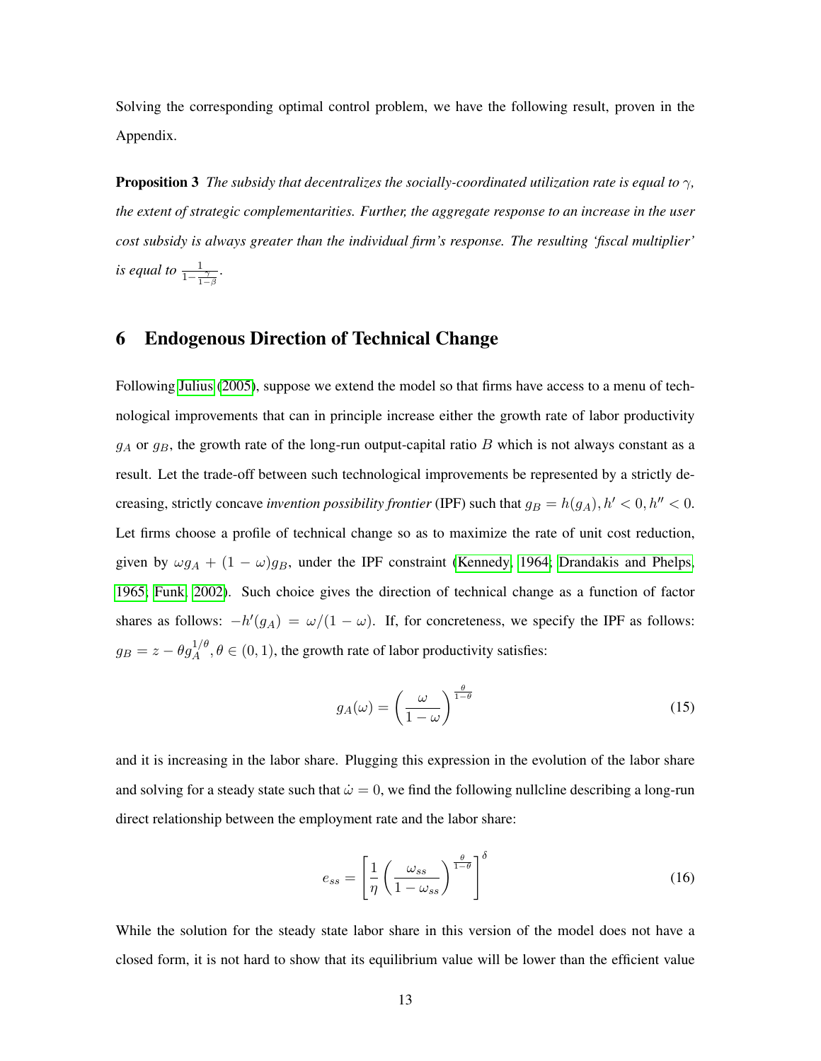Solving the corresponding optimal control problem, we have the following result, proven in the Appendix.

**Proposition 3** *The subsidy that decentralizes the socially-coordinated utilization rate is equal to $\gamma$, the extent of strategic complementarities. Further, the aggregate response to an increase in the user cost subsidy is always greater than the individual firm's response. The resulting 'fiscal multiplier' is equal to $\frac{1}{1-\frac{\gamma}{1-\beta}}$.*

# 6 Endogenous Direction of Technical Change

Following Julius (2005), suppose we extend the model so that firms have access to a menu of technological improvements that can in principle increase either the growth rate of labor productivity $g_A$ or $g_B$, the growth rate of the long-run output-capital ratio $B$ which is not always constant as a result. Let the trade-off between such technological improvements be represented by a strictly decreasing, strictly concave *invention possibility frontier* (IPF) such that $g_B = h(g_A), h' < 0, h'' < 0$. Let firms choose a profile of technical change so as to maximize the rate of unit cost reduction, given by $\omega g_A + (1-\omega)g_B$, under the IPF constraint (Kennedy, 1964; Drandakis and Phelps, 1965; Funk, 2002). Such choice gives the direction of technical change as a function of factor shares as follows: $-h'(g_A) = \omega/(1-\omega)$. If, for concreteness, we specify the IPF as follows: $g_B = z - \theta g_A^{1/\theta}, \theta \in (0,1)$, the growth rate of labor productivity satisfies:

$$g_A(\omega) = \left(\frac{\omega}{1-\omega}\right)^{\frac{\theta}{1-\theta}} \tag{15}$$

and it is increasing in the labor share. Plugging this expression in the evolution of the labor share and solving for a steady state such that $\dot{\omega} = 0$, we find the following nullcline describing a long-run direct relationship between the employment rate and the labor share:

$$e_{ss} = \left[\frac{1}{\eta}\left(\frac{\omega_{ss}}{1-\omega_{ss}}\right)^{\frac{\theta}{1-\theta}}\right]^{\delta} \tag{16}$$

While the solution for the steady state labor share in this version of the model does not have a closed form, it is not hard to show that its equilibrium value will be lower than the efficient value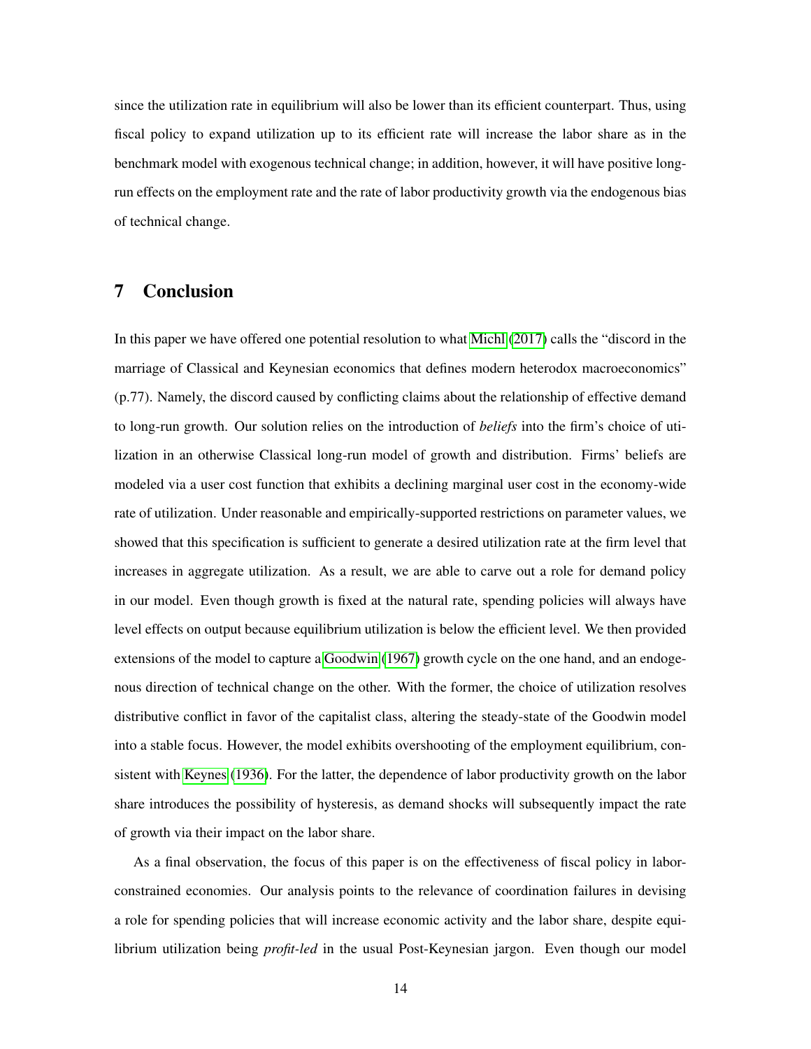since the utilization rate in equilibrium will also be lower than its efficient counterpart. Thus, using fiscal policy to expand utilization up to its efficient rate will increase the labor share as in the benchmark model with exogenous technical change; in addition, however, it will have positive long-run effects on the employment rate and the rate of labor productivity growth via the endogenous bias of technical change.

# 7 Conclusion

In this paper we have offered one potential resolution to what Michl (2017) calls the "discord in the marriage of Classical and Keynesian economics that defines modern heterodox macroeconomics" (p.77). Namely, the discord caused by conflicting claims about the relationship of effective demand to long-run growth. Our solution relies on the introduction of *beliefs* into the firm's choice of utilization in an otherwise Classical long-run model of growth and distribution. Firms' beliefs are modeled via a user cost function that exhibits a declining marginal user cost in the economy-wide rate of utilization. Under reasonable and empirically-supported restrictions on parameter values, we showed that this specification is sufficient to generate a desired utilization rate at the firm level that increases in aggregate utilization. As a result, we are able to carve out a role for demand policy in our model. Even though growth is fixed at the natural rate, spending policies will always have level effects on output because equilibrium utilization is below the efficient level. We then provided extensions of the model to capture a Goodwin (1967) growth cycle on the one hand, and an endogenous direction of technical change on the other. With the former, the choice of utilization resolves distributive conflict in favor of the capitalist class, altering the steady-state of the Goodwin model into a stable focus. However, the model exhibits overshooting of the employment equilibrium, consistent with Keynes (1936). For the latter, the dependence of labor productivity growth on the labor share introduces the possibility of hysteresis, as demand shocks will subsequently impact the rate of growth via their impact on the labor share.

As a final observation, the focus of this paper is on the effectiveness of fiscal policy in labor-constrained economies. Our analysis points to the relevance of coordination failures in devising a role for spending policies that will increase economic activity and the labor share, despite equilibrium utilization being *profit-led* in the usual Post-Keynesian jargon. Even though our model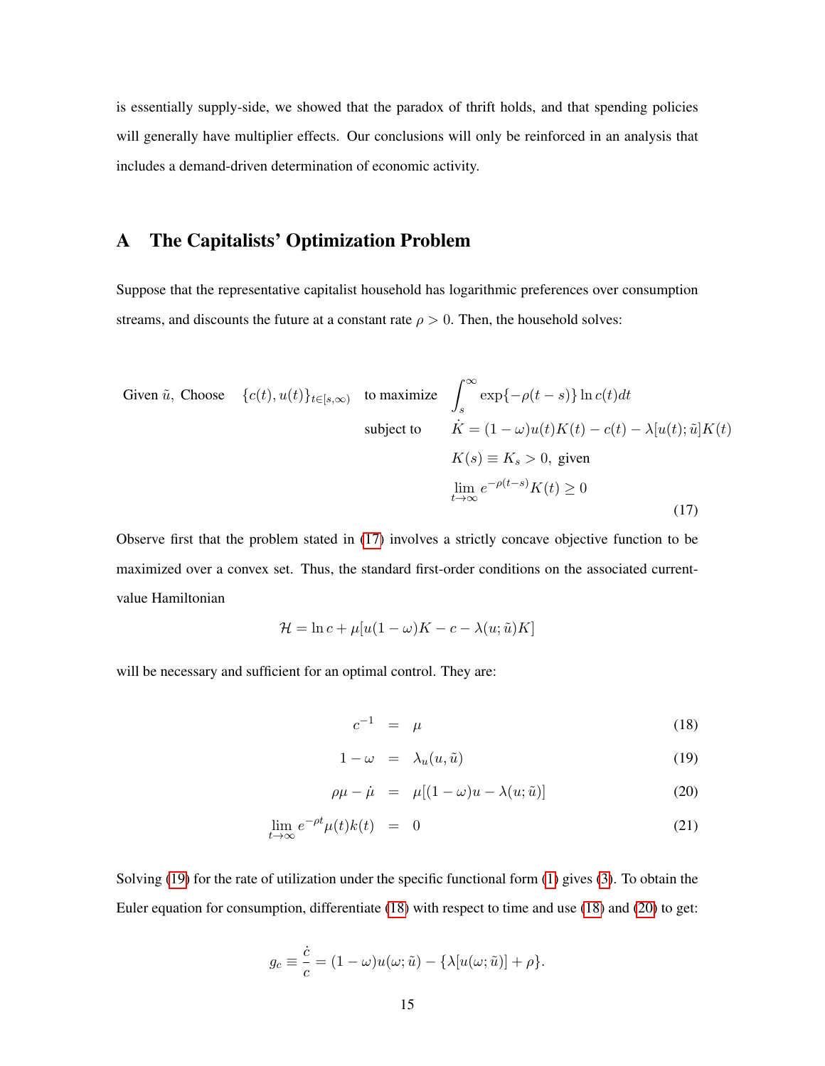is essentially supply-side, we showed that the paradox of thrift holds, and that spending policies will generally have multiplier effects. Our conclusions will only be reinforced in an analysis that includes a demand-driven determination of economic activity.

# A The Capitalists' Optimization Problem

Suppose that the representative capitalist household has logarithmic preferences over consumption streams, and discounts the future at a constant rate $\rho > 0$. Then, the household solves:

$$
\begin{aligned}
\text{Given } \tilde{u}, \text{ Choose} \quad \{c(t), u(t)\}_{t\in[s,\infty)} \quad \text{to maximize} \quad & \int_s^\infty \exp\{-\rho(t-s)\} \ln c(t) dt \\
\text{subject to} \quad & \dot{K} = (1-\omega)u(t)K(t) - c(t) - \lambda[u(t);\tilde{u}]K(t) \\
& K(s) \equiv K_s > 0, \text{ given} \\
& \lim_{t\to\infty} e^{-\rho(t-s)}K(t) \geq 0
\end{aligned}
\tag{17}
$$

Observe first that the problem stated in (17) involves a strictly concave objective function to be maximized over a convex set. Thus, the standard first-order conditions on the associated current-value Hamiltonian

$$
\mathcal{H} = \ln c + \mu[u(1-\omega)K - c - \lambda(u;\tilde{u})K]
$$

will be necessary and sufficient for an optimal control. They are:

$$
c^{-1} = \mu \tag{18}
$$

$$
1 - \omega = \lambda_u(u, \tilde{u}) \tag{19}
$$

$$
\rho\mu - \dot{\mu} = \mu[(1-\omega)u - \lambda(u;\tilde{u})] \tag{20}
$$

$$
\lim_{t\to\infty} e^{-\rho t}\mu(t)k(t) = 0 \tag{21}
$$

Solving (19) for the rate of utilization under the specific functional form (1) gives (3). To obtain the Euler equation for consumption, differentiate (18) with respect to time and use (18) and (20) to get:

$$
g_c \equiv \frac{\dot{c}}{c} = (1-\omega)u(\omega;\tilde{u}) - \{\lambda[u(\omega;\tilde{u})] + \rho\}.
$$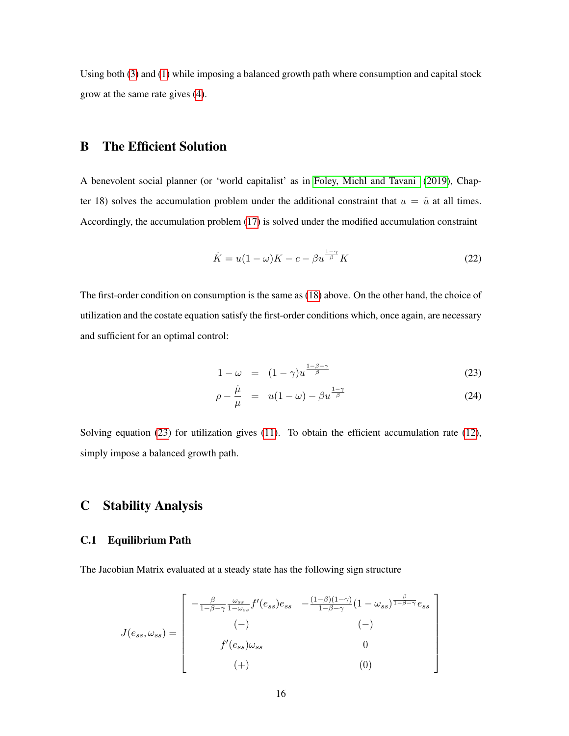Using both (3) and (1) while imposing a balanced growth path where consumption and capital stock grow at the same rate gives (4).

# B The Efficient Solution

A benevolent social planner (or 'world capitalist' as in Foley, Michl and Tavani (2019), Chapter 18) solves the accumulation problem under the additional constraint that $u = \tilde{u}$ at all times. Accordingly, the accumulation problem (17) is solved under the modified accumulation constraint

$$\dot{K} = u(1-\omega)K - c - \beta u^{\frac{1-\gamma}{\beta}} K \tag{22}$$

The first-order condition on consumption is the same as (18) above. On the other hand, the choice of utilization and the costate equation satisfy the first-order conditions which, once again, are necessary and sufficient for an optimal control:

$$1 - \omega = (1-\gamma) u^{\frac{1-\beta-\gamma}{\beta}} \tag{23}$$

$$\rho - \frac{\dot{\mu}}{\mu} = u(1-\omega) - \beta u^{\frac{1-\gamma}{\beta}} \tag{24}$$

Solving equation (23) for utilization gives (11). To obtain the efficient accumulation rate (12), simply impose a balanced growth path.

# C Stability Analysis

## C.1 Equilibrium Path

The Jacobian Matrix evaluated at a steady state has the following sign structure

$$J(e_{ss}, \omega_{ss}) = \begin{bmatrix} -\frac{\beta}{1-\beta-\gamma} \frac{\omega_{ss}}{1-\omega_{ss}} f'(e_{ss}) e_{ss} & -\frac{(1-\beta)(1-\gamma)}{1-\beta-\gamma} (1-\omega_{ss})^{\frac{\beta}{1-\beta-\gamma}} e_{ss} \\ (-) & (-) \\ f'(e_{ss}) \omega_{ss} & 0 \\ (+) & (0) \end{bmatrix}$$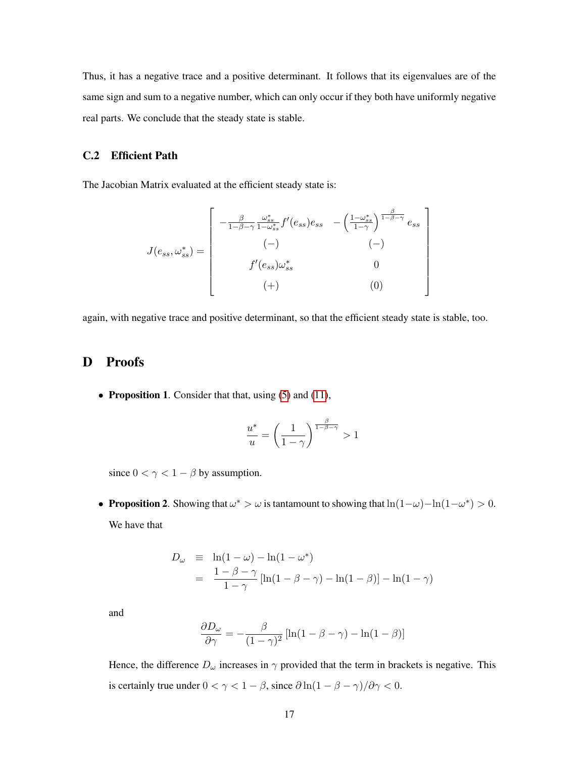Thus, it has a negative trace and a positive determinant. It follows that its eigenvalues are of the same sign and sum to a negative number, which can only occur if they both have uniformly negative real parts. We conclude that the steady state is stable.

### C.2 Efficient Path

The Jacobian Matrix evaluated at the efficient steady state is:

$$
J(e_{ss}, \omega^*_{ss}) = \begin{bmatrix} -\frac{\beta}{1-\beta-\gamma}\frac{\omega^*_{ss}}{1-\omega^*_{ss}} f'(e_{ss})e_{ss} & -\left(\frac{1-\omega^*_{ss}}{1-\gamma}\right)^{\frac{\beta}{1-\beta-\gamma}} e_{ss} \\ (-) & (-) \\ f'(e_{ss})\omega^*_{ss} & 0 \\ (+) & (0) \end{bmatrix}
$$

again, with negative trace and positive determinant, so that the efficient steady state is stable, too.

## D Proofs

- **Proposition 1**. Consider that that, using (5) and (11),

$$
\frac{u^*}{u} = \left(\frac{1}{1-\gamma}\right)^{\frac{\beta}{1-\beta-\gamma}} > 1
$$

  since $0 < \gamma < 1 - \beta$ by assumption.

- **Proposition 2**. Showing that $\omega^* > \omega$ is tantamount to showing that $\ln(1-\omega) - \ln(1-\omega^*) > 0$. We have that

$$
\begin{aligned}
D_\omega &\equiv \ln(1-\omega) - \ln(1-\omega^*) \\
&= \frac{1-\beta-\gamma}{1-\gamma}\left[\ln(1-\beta-\gamma) - \ln(1-\beta)\right] - \ln(1-\gamma)
\end{aligned}
$$

  and

$$
\frac{\partial D_\omega}{\partial \gamma} = -\frac{\beta}{(1-\gamma)^2}\left[\ln(1-\beta-\gamma) - \ln(1-\beta)\right]
$$

  Hence, the difference $D_\omega$ increases in $\gamma$ provided that the term in brackets is negative. This is certainly true under $0 < \gamma < 1 - \beta$, since $\partial \ln(1-\beta-\gamma)/\partial\gamma < 0$.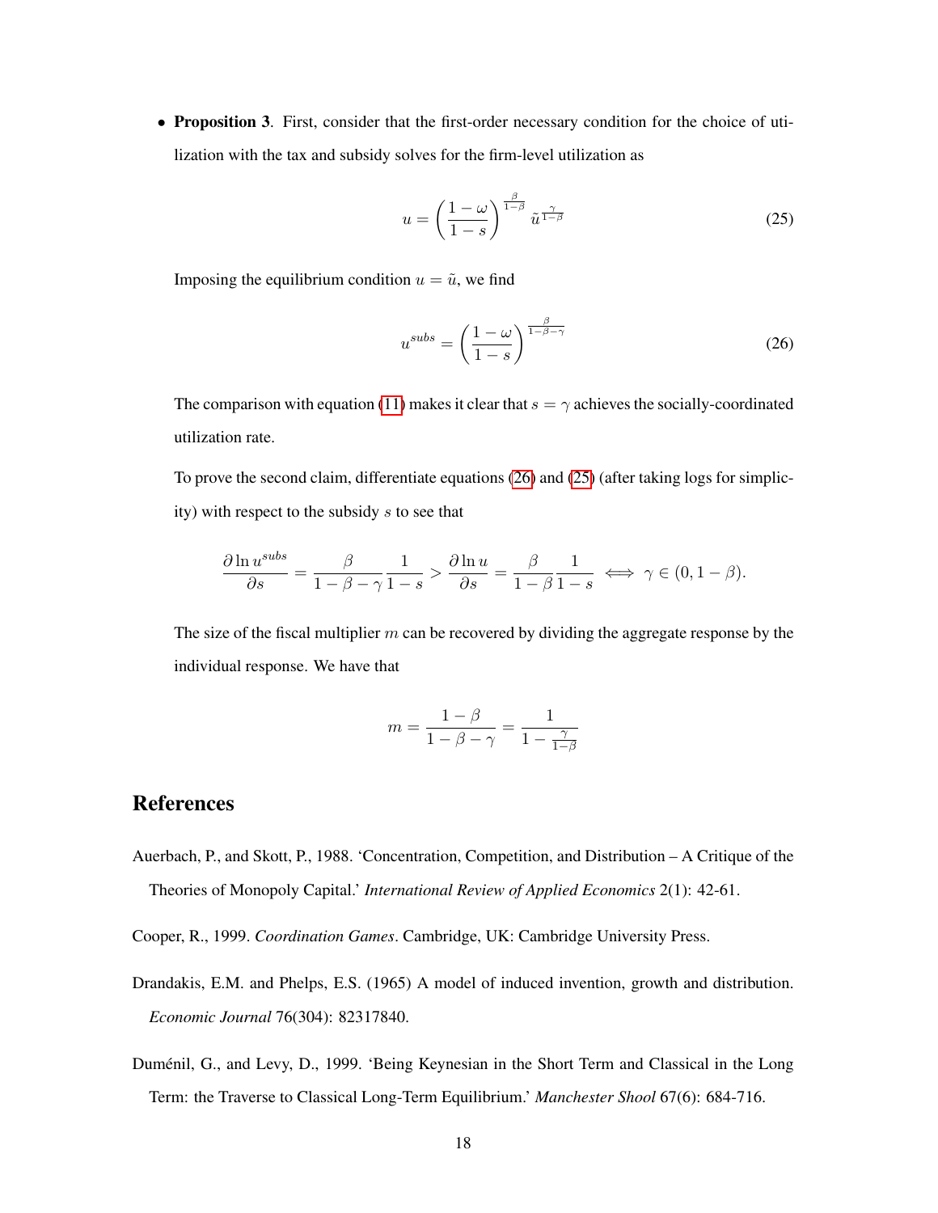- **Proposition 3**. First, consider that the first-order necessary condition for the choice of utilization with the tax and subsidy solves for the firm-level utilization as

$$u = \left(\frac{1-\omega}{1-s}\right)^{\frac{\beta}{1-\beta}} \tilde{u}^{\frac{\gamma}{1-\beta}} \tag{25}$$

Imposing the equilibrium condition $u = \tilde{u}$, we find

$$u^{subs} = \left(\frac{1-\omega}{1-s}\right)^{\frac{\beta}{1-\beta-\gamma}} \tag{26}$$

The comparison with equation (11) makes it clear that $s = \gamma$ achieves the socially-coordinated utilization rate.

To prove the second claim, differentiate equations (26) and (25) (after taking logs for simplicity) with respect to the subsidy $s$ to see that

$$\frac{\partial \ln u^{subs}}{\partial s} = \frac{\beta}{1-\beta-\gamma}\frac{1}{1-s} > \frac{\partial \ln u}{\partial s} = \frac{\beta}{1-\beta}\frac{1}{1-s} \iff \gamma \in (0, 1-\beta).$$

The size of the fiscal multiplier $m$ can be recovered by dividing the aggregate response by the individual response. We have that

$$m = \frac{1-\beta}{1-\beta-\gamma} = \frac{1}{1-\frac{\gamma}{1-\beta}}$$

# References

Auerbach, P., and Skott, P., 1988. 'Concentration, Competition, and Distribution – A Critique of the Theories of Monopoly Capital.' *International Review of Applied Economics* 2(1): 42-61.

Cooper, R., 1999. *Coordination Games*. Cambridge, UK: Cambridge University Press.

Drandakis, E.M. and Phelps, E.S. (1965) A model of induced invention, growth and distribution. *Economic Journal* 76(304): 82317840.

Duménil, G., and Levy, D., 1999. 'Being Keynesian in the Short Term and Classical in the Long Term: the Traverse to Classical Long-Term Equilibrium.' *Manchester Shool* 67(6): 684-716.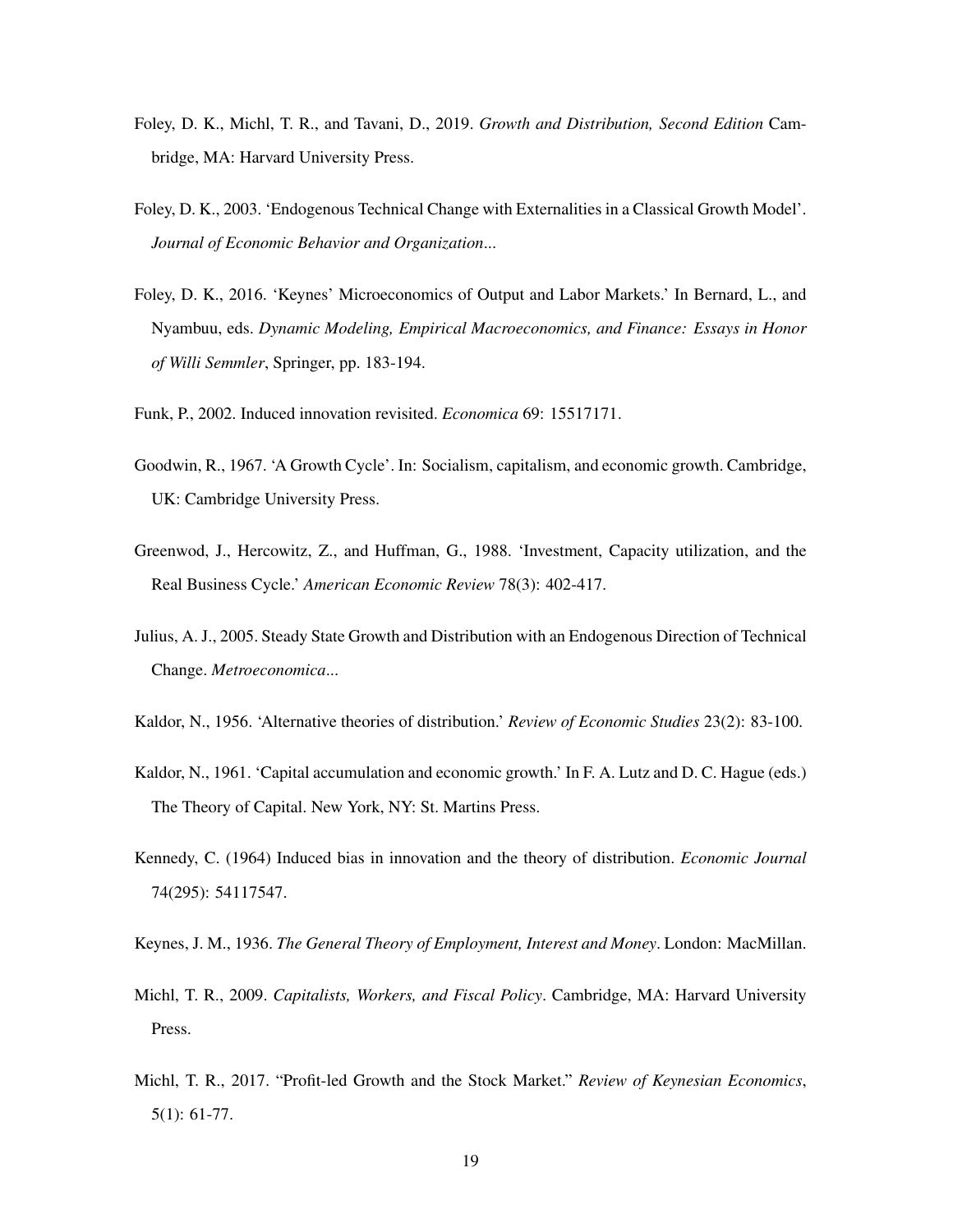Foley, D. K., Michl, T. R., and Tavani, D., 2019. *Growth and Distribution, Second Edition* Cambridge, MA: Harvard University Press.

Foley, D. K., 2003. 'Endogenous Technical Change with Externalities in a Classical Growth Model'. *Journal of Economic Behavior and Organization...*

Foley, D. K., 2016. 'Keynes' Microeconomics of Output and Labor Markets.' In Bernard, L., and Nyambuu, eds. *Dynamic Modeling, Empirical Macroeconomics, and Finance: Essays in Honor of Willi Semmler*, Springer, pp. 183-194.

Funk, P., 2002. Induced innovation revisited. *Economica* 69: 15517171.

Goodwin, R., 1967. 'A Growth Cycle'. In: Socialism, capitalism, and economic growth. Cambridge, UK: Cambridge University Press.

Greenwod, J., Hercowitz, Z., and Huffman, G., 1988. 'Investment, Capacity utilization, and the Real Business Cycle.' *American Economic Review* 78(3): 402-417.

Julius, A. J., 2005. Steady State Growth and Distribution with an Endogenous Direction of Technical Change. *Metroeconomica...*

Kaldor, N., 1956. 'Alternative theories of distribution.' *Review of Economic Studies* 23(2): 83-100.

Kaldor, N., 1961. 'Capital accumulation and economic growth.' In F. A. Lutz and D. C. Hague (eds.) The Theory of Capital. New York, NY: St. Martins Press.

Kennedy, C. (1964) Induced bias in innovation and the theory of distribution. *Economic Journal* 74(295): 54117547.

Keynes, J. M., 1936. *The General Theory of Employment, Interest and Money*. London: MacMillan.

Michl, T. R., 2009. *Capitalists, Workers, and Fiscal Policy*. Cambridge, MA: Harvard University Press.

Michl, T. R., 2017. "Profit-led Growth and the Stock Market." *Review of Keynesian Economics*, 5(1): 61-77.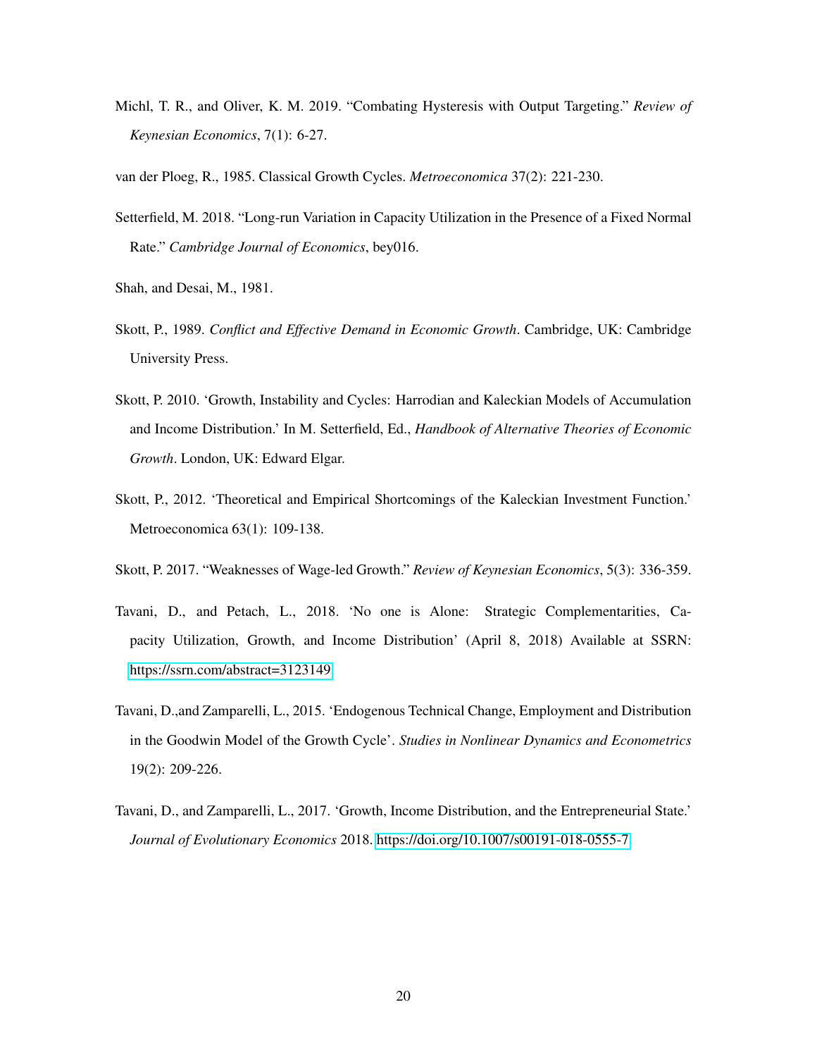Michl, T. R., and Oliver, K. M. 2019. "Combating Hysteresis with Output Targeting." *Review of Keynesian Economics*, 7(1): 6-27.

van der Ploeg, R., 1985. Classical Growth Cycles. *Metroeconomica* 37(2): 221-230.

Setterfield, M. 2018. "Long-run Variation in Capacity Utilization in the Presence of a Fixed Normal Rate." *Cambridge Journal of Economics*, bey016.

Shah, and Desai, M., 1981.

Skott, P., 1989. *Conflict and Effective Demand in Economic Growth*. Cambridge, UK: Cambridge University Press.

Skott, P. 2010. 'Growth, Instability and Cycles: Harrodian and Kaleckian Models of Accumulation and Income Distribution.' In M. Setterfield, Ed., *Handbook of Alternative Theories of Economic Growth*. London, UK: Edward Elgar.

Skott, P., 2012. 'Theoretical and Empirical Shortcomings of the Kaleckian Investment Function.' Metroeconomica 63(1): 109-138.

Skott, P. 2017. "Weaknesses of Wage-led Growth." *Review of Keynesian Economics*, 5(3): 336-359.

Tavani, D., and Petach, L., 2018. 'No one is Alone: Strategic Complementarities, Capacity Utilization, Growth, and Income Distribution' (April 8, 2018) Available at SSRN: https://ssrn.com/abstract=3123149

Tavani, D.,and Zamparelli, L., 2015. 'Endogenous Technical Change, Employment and Distribution in the Goodwin Model of the Growth Cycle'. *Studies in Nonlinear Dynamics and Econometrics* 19(2): 209-226.

Tavani, D., and Zamparelli, L., 2017. 'Growth, Income Distribution, and the Entrepreneurial State.' *Journal of Evolutionary Economics* 2018. https://doi.org/10.1007/s00191-018-0555-7.